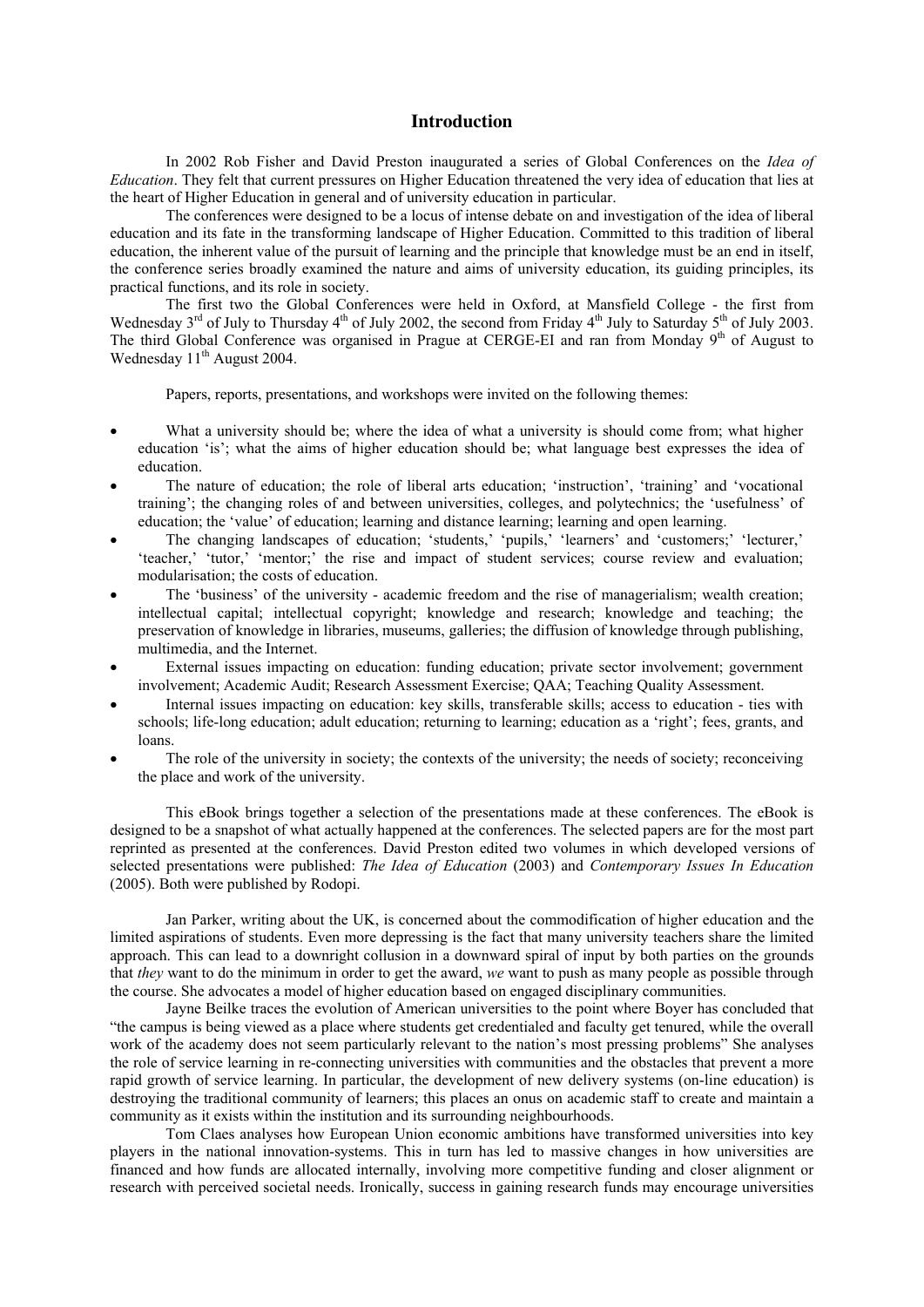# Introduction

In 2002 Rob Fisher and David Preston inaugurated a series of Global Conferences on the *Idea of Education*. They felt that current pressures on Higher Education threatened the very idea of education that lies at the heart of Higher Education in general and of university education in particular.

The conferences were designed to be a locus of intense debate on and investigation of the idea of liberal education and its fate in the transforming landscape of Higher Education. Committed to this tradition of liberal education, the inherent value of the pursuit of learning and the principle that knowledge must be an end in itself, the conference series broadly examined the nature and aims of university education, its guiding principles, its practical functions, and its role in society.

The first two the Global Conferences were held in Oxford, at Mansfield College - the first from Wednesday 3rd of July to Thursday 4th of July 2002, the second from Friday 4th July to Saturday 5th of July 2003. The third Global Conference was organised in Prague at CERGE-EI and ran from Monday 9th of August to Wednesday 11th August 2004.

Papers, reports, presentations, and workshops were invited on the following themes:

- What a university should be; where the idea of what a university is should come from; what higher education 'is'; what the aims of higher education should be; what language best expresses the idea of education.
- The nature of education; the role of liberal arts education; 'instruction', 'training' and 'vocational training'; the changing roles of and between universities, colleges, and polytechnics; the 'usefulness' of education; the 'value' of education; learning and distance learning; learning and open learning.
- The changing landscapes of education; 'students,' 'pupils,' 'learners' and 'customers;' 'lecturer,' 'teacher,' 'tutor,' 'mentor;' the rise and impact of student services; course review and evaluation; modularisation; the costs of education.
- The 'business' of the university - academic freedom and the rise of managerialism; wealth creation; intellectual capital; intellectual copyright; knowledge and research; knowledge and teaching; the preservation of knowledge in libraries, museums, galleries; the diffusion of knowledge through publishing, multimedia, and the Internet.
- External issues impacting on education: funding education; private sector involvement; government involvement; Academic Audit; Research Assessment Exercise; QAA; Teaching Quality Assessment.
- Internal issues impacting on education: key skills, transferable skills; access to education - ties with schools; life-long education; adult education; returning to learning; education as a 'right'; fees, grants, and loans.
- The role of the university in society; the contexts of the university; the needs of society; reconceiving the place and work of the university.

This eBook brings together a selection of the presentations made at these conferences. The eBook is designed to be a snapshot of what actually happened at the conferences. The selected papers are for the most part reprinted as presented at the conferences. David Preston edited two volumes in which developed versions of selected presentations were published: *The Idea of Education* (2003) and *Contemporary Issues In Education* (2005). Both were published by Rodopi.

Jan Parker, writing about the UK, is concerned about the commodification of higher education and the limited aspirations of students. Even more depressing is the fact that many university teachers share the limited approach. This can lead to a downright collusion in a downward spiral of input by both parties on the grounds that *they* want to do the minimum in order to get the award, *we* want to push as many people as possible through the course. She advocates a model of higher education based on engaged disciplinary communities.

Jayne Beilke traces the evolution of American universities to the point where Boyer has concluded that "the campus is being viewed as a place where students get credentialed and faculty get tenured, while the overall work of the academy does not seem particularly relevant to the nation's most pressing problems" She analyses the role of service learning in re-connecting universities with communities and the obstacles that prevent a more rapid growth of service learning. In particular, the development of new delivery systems (on-line education) is destroying the traditional community of learners; this places an onus on academic staff to create and maintain a community as it exists within the institution and its surrounding neighbourhoods.

Tom Claes analyses how European Union economic ambitions have transformed universities into key players in the national innovation-systems. This in turn has led to massive changes in how universities are financed and how funds are allocated internally, involving more competitive funding and closer alignment or research with perceived societal needs. Ironically, success in gaining research funds may encourage universities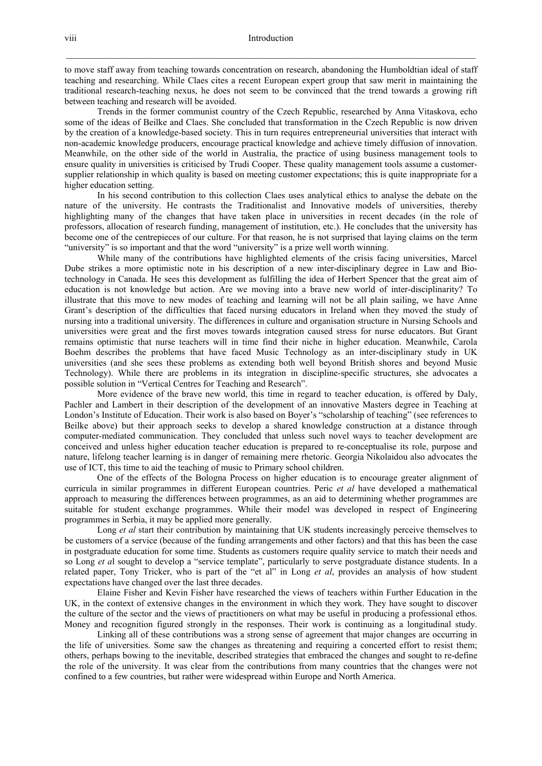to move staff away from teaching towards concentration on research, abandoning the Humboldtian ideal of staff teaching and researching. While Claes cites a recent European expert group that saw merit in maintaining the traditional research-teaching nexus, he does not seem to be convinced that the trend towards a growing rift between teaching and research will be avoided.

Trends in the former communist country of the Czech Republic, researched by Anna Vitaskova, echo some of the ideas of Beilke and Claes. She concluded that transformation in the Czech Republic is now driven by the creation of a knowledge-based society. This in turn requires entrepreneurial universities that interact with non-academic knowledge producers, encourage practical knowledge and achieve timely diffusion of innovation. Meanwhile, on the other side of the world in Australia, the practice of using business management tools to ensure quality in universities is criticised by Trudi Cooper. These quality management tools assume a customer-supplier relationship in which quality is based on meeting customer expectations; this is quite inappropriate for a higher education setting.

In his second contribution to this collection Claes uses analytical ethics to analyse the debate on the nature of the university. He contrasts the Traditionalist and Innovative models of universities, thereby highlighting many of the changes that have taken place in universities in recent decades (in the role of professors, allocation of research funding, management of institution, etc.). He concludes that the university has become one of the centrepieces of our culture. For that reason, he is not surprised that laying claims on the term "university" is so important and that the word "university" is a prize well worth winning.

While many of the contributions have highlighted elements of the crisis facing universities, Marcel Dube strikes a more optimistic note in his description of a new inter-disciplinary degree in Law and Bio-technology in Canada. He sees this development as fulfilling the idea of Herbert Spencer that the great aim of education is not knowledge but action. Are we moving into a brave new world of inter-disciplinarity? To illustrate that this move to new modes of teaching and learning will not be all plain sailing, we have Anne Grant's description of the difficulties that faced nursing educators in Ireland when they moved the study of nursing into a traditional university. The differences in culture and organisation structure in Nursing Schools and universities were great and the first moves towards integration caused stress for nurse educators. But Grant remains optimistic that nurse teachers will in time find their niche in higher education. Meanwhile, Carola Boehm describes the problems that have faced Music Technology as an inter-disciplinary study in UK universities (and she sees these problems as extending both well beyond British shores and beyond Music Technology). While there are problems in its integration in discipline-specific structures, she advocates a possible solution in "Vertical Centres for Teaching and Research".

More evidence of the brave new world, this time in regard to teacher education, is offered by Daly, Pachler and Lambert in their description of the development of an innovative Masters degree in Teaching at London's Institute of Education. Their work is also based on Boyer's "scholarship of teaching" (see references to Beilke above) but their approach seeks to develop a shared knowledge construction at a distance through computer-mediated communication. They concluded that unless such novel ways to teacher development are conceived and unless higher education teacher education is prepared to re-conceptualise its role, purpose and nature, lifelong teacher learning is in danger of remaining mere rhetoric. Georgia Nikolaidou also advocates the use of ICT, this time to aid the teaching of music to Primary school children.

One of the effects of the Bologna Process on higher education is to encourage greater alignment of curricula in similar programmes in different European countries. Peric *et al* have developed a mathematical approach to measuring the differences between programmes, as an aid to determining whether programmes are suitable for student exchange programmes. While their model was developed in respect of Engineering programmes in Serbia, it may be applied more generally.

Long *et al* start their contribution by maintaining that UK students increasingly perceive themselves to be customers of a service (because of the funding arrangements and other factors) and that this has been the case in postgraduate education for some time. Students as customers require quality service to match their needs and so Long *et a*l sought to develop a "service template", particularly to serve postgraduate distance students. In a related paper, Tony Tricker, who is part of the "et al" in Long *et al*, provides an analysis of how student expectations have changed over the last three decades.

Elaine Fisher and Kevin Fisher have researched the views of teachers within Further Education in the UK, in the context of extensive changes in the environment in which they work. They have sought to discover the culture of the sector and the views of practitioners on what may be useful in producing a professional ethos. Money and recognition figured strongly in the responses. Their work is continuing as a longitudinal study.

Linking all of these contributions was a strong sense of agreement that major changes are occurring in the life of universities. Some saw the changes as threatening and requiring a concerted effort to resist them; others, perhaps bowing to the inevitable, described strategies that embraced the changes and sought to re-define the role of the university. It was clear from the contributions from many countries that the changes were not confined to a few countries, but rather were widespread within Europe and North America.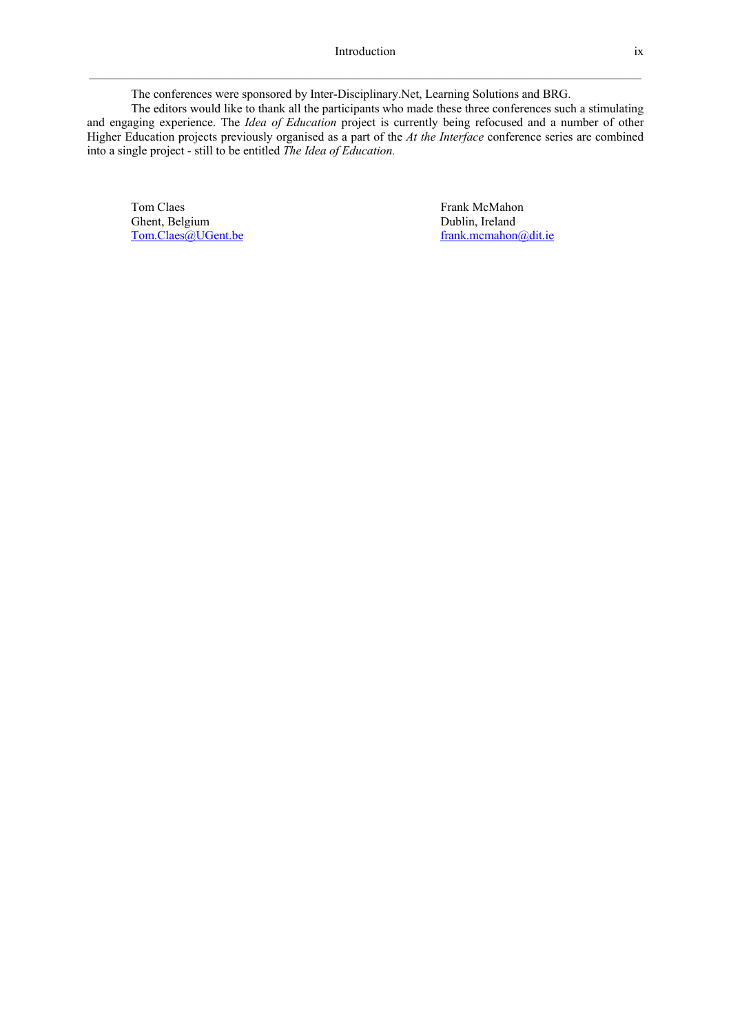The conferences were sponsored by Inter-Disciplinary.Net, Learning Solutions and BRG.

The editors would like to thank all the participants who made these three conferences such a stimulating and engaging experience. The *Idea of Education* project is currently being refocused and a number of other Higher Education projects previously organised as a part of the *At the Interface* conference series are combined into a single project - still to be entitled *The Idea of Education.*

Tom Claes
Ghent, Belgium
Tom.Claes@UGent.be

Frank McMahon
Dublin, Ireland
frank.mcmahon@dit.ie